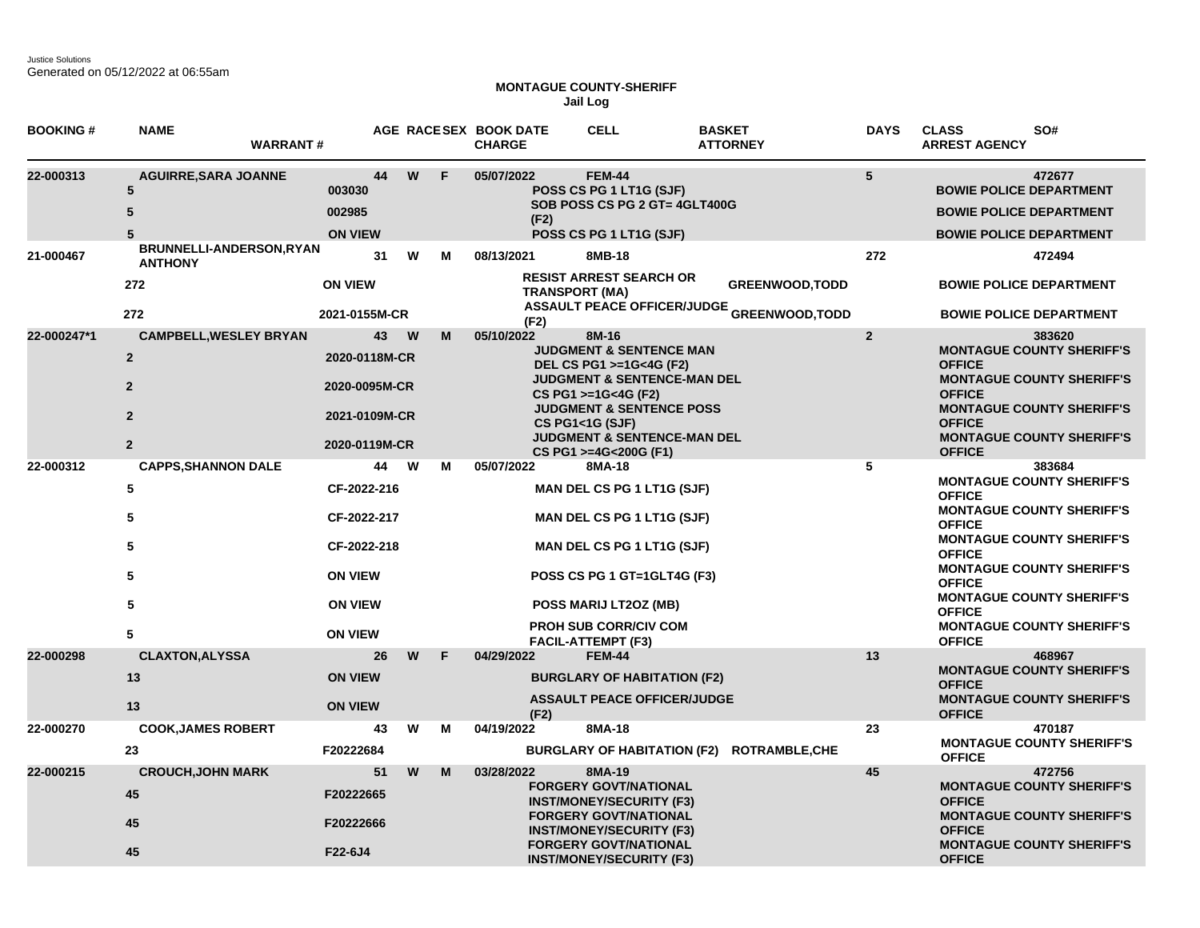Justice Solutions
Generated on 05/12/2022 at 06:55am

**MONTAGUE COUNTY-SHERIFF**
**Jail Log**

| BOOKING # | NAME / DAYS | WARRANT # | AGE | RACE | SEX | BOOK DATE / CHARGE | CELL | BASKET / ATTORNEY | DAYS | CLASS / ARREST AGENCY | SO# |
|---|---|---|---|---|---|---|---|---|---|---|---|
| 22-000313 | AGUIRRE,SARA JOANNE | | 44 | W | F | 05/07/2022 | FEM-44 | | 5 | | 472677 |
| | 5 | 003030 | | | | POSS CS PG 1 LT1G (SJF) | | | | BOWIE POLICE DEPARTMENT | |
| | 5 | 002985 | | | | SOB POSS CS PG 2 GT= 4GLT400G (F2) | | | | BOWIE POLICE DEPARTMENT | |
| | 5 | ON VIEW | | | | POSS CS PG 1 LT1G (SJF) | | | | BOWIE POLICE DEPARTMENT | |
| 21-000467 | BRUNNELLI-ANDERSON,RYAN ANTHONY | | 31 | W | M | 08/13/2021 | 8MB-18 | | 272 | | 472494 |
| | 272 | ON VIEW | | | | RESIST ARREST SEARCH OR TRANSPORT (MA) | | GREENWOOD,TODD | | BOWIE POLICE DEPARTMENT | |
| | 272 | 2021-0155M-CR | | | | ASSAULT PEACE OFFICER/JUDGE (F2) | | GREENWOOD,TODD | | BOWIE POLICE DEPARTMENT | |
| 22-000247*1 | CAMPBELL,WESLEY BRYAN | | 43 | W | M | 05/10/2022 | 8M-16 | | 2 | | 383620 |
| | 2 | 2020-0118M-CR | | | | JUDGMENT & SENTENCE MAN DEL CS PG1 >=1G<4G (F2) | | | | MONTAGUE COUNTY SHERIFF'S OFFICE | |
| | 2 | 2020-0095M-CR | | | | JUDGMENT & SENTENCE-MAN DEL CS PG1 >=1G<4G (F2) | | | | MONTAGUE COUNTY SHERIFF'S OFFICE | |
| | 2 | 2021-0109M-CR | | | | JUDGMENT & SENTENCE POSS CS PG1<1G (SJF) | | | | MONTAGUE COUNTY SHERIFF'S OFFICE | |
| | 2 | 2020-0119M-CR | | | | JUDGMENT & SENTENCE-MAN DEL CS PG1 >=4G<200G (F1) | | | | MONTAGUE COUNTY SHERIFF'S OFFICE | |
| 22-000312 | CAPPS,SHANNON DALE | | 44 | W | M | 05/07/2022 | 8MA-18 | | 5 | | 383684 |
| | 5 | CF-2022-216 | | | | MAN DEL CS PG 1 LT1G (SJF) | | | | MONTAGUE COUNTY SHERIFF'S OFFICE | |
| | 5 | CF-2022-217 | | | | MAN DEL CS PG 1 LT1G (SJF) | | | | MONTAGUE COUNTY SHERIFF'S OFFICE | |
| | 5 | CF-2022-218 | | | | MAN DEL CS PG 1 LT1G (SJF) | | | | MONTAGUE COUNTY SHERIFF'S OFFICE | |
| | 5 | ON VIEW | | | | POSS CS PG 1 GT=1GLT4G (F3) | | | | MONTAGUE COUNTY SHERIFF'S OFFICE | |
| | 5 | ON VIEW | | | | POSS MARIJ LT2OZ (MB) | | | | MONTAGUE COUNTY SHERIFF'S OFFICE | |
| | 5 | ON VIEW | | | | PROH SUB CORR/CIV COM FACIL-ATTEMPT (F3) | | | | MONTAGUE COUNTY SHERIFF'S OFFICE | |
| 22-000298 | CLAXTON,ALYSSA | | 26 | W | F | 04/29/2022 | FEM-44 | | 13 | | 468967 |
| | 13 | ON VIEW | | | | BURGLARY OF HABITATION (F2) | | | | MONTAGUE COUNTY SHERIFF'S OFFICE | |
| | 13 | ON VIEW | | | | ASSAULT PEACE OFFICER/JUDGE (F2) | | | | MONTAGUE COUNTY SHERIFF'S OFFICE | |
| 22-000270 | COOK,JAMES ROBERT | | 43 | W | M | 04/19/2022 | 8MA-18 | | 23 | | 470187 |
| | 23 | F20222684 | | | | BURGLARY OF HABITATION (F2) | | ROTRAMBLE,CHE | | MONTAGUE COUNTY SHERIFF'S OFFICE | |
| 22-000215 | CROUCH,JOHN MARK | | 51 | W | M | 03/28/2022 | 8MA-19 | | 45 | | 472756 |
| | 45 | F20222665 | | | | FORGERY GOVT/NATIONAL INST/MONEY/SECURITY (F3) | | | | MONTAGUE COUNTY SHERIFF'S OFFICE | |
| | 45 | F20222666 | | | | FORGERY GOVT/NATIONAL INST/MONEY/SECURITY (F3) | | | | MONTAGUE COUNTY SHERIFF'S OFFICE | |
| | 45 | F22-6J4 | | | | FORGERY GOVT/NATIONAL INST/MONEY/SECURITY (F3) | | | | MONTAGUE COUNTY SHERIFF'S OFFICE | |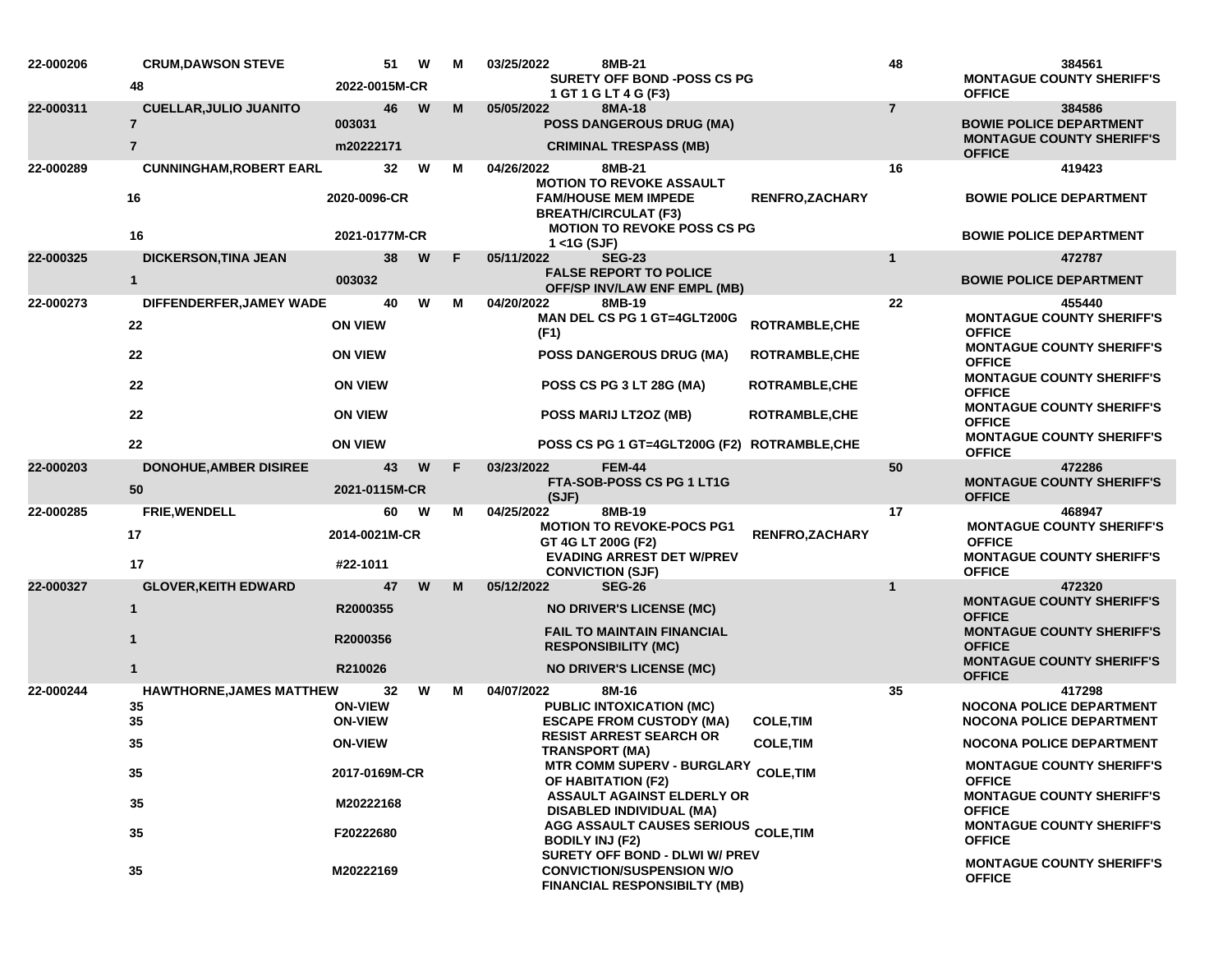| | | | | | | | | | |
|---|---|---|---|---|---|---|---|---|---|
| 22-000206 | CRUM,DAWSON STEVE | 51 | W | M | 03/25/2022 8MB-21 | | 48 | | 384561 |
| | 48 | 2022-0015M-CR | | | SURETY OFF BOND -POSS CS PG 1 GT 1 G LT 4 G (F3) | | | | MONTAGUE COUNTY SHERIFF'S OFFICE |
| 22-000311 | CUELLAR,JULIO JUANITO | 46 | W | M | 05/05/2022 8MA-18 | | 7 | | 384586 |
| | 7 | 003031 | | | POSS DANGEROUS DRUG (MA) | | | | BOWIE POLICE DEPARTMENT |
| | 7 | m20222171 | | | CRIMINAL TRESPASS (MB) | | | | MONTAGUE COUNTY SHERIFF'S OFFICE |
| 22-000289 | CUNNINGHAM,ROBERT EARL | 32 | W | M | 04/26/2022 8MB-21 | | 16 | | 419423 |
| | 16 | 2020-0096-CR | | | MOTION TO REVOKE ASSAULT FAM/HOUSE MEM IMPEDE BREATH/CIRCULAT (F3) | RENFRO,ZACHARY | | | BOWIE POLICE DEPARTMENT |
| | 16 | 2021-0177M-CR | | | MOTION TO REVOKE POSS CS PG 1 <1G (SJF) | | | | BOWIE POLICE DEPARTMENT |
| 22-000325 | DICKERSON,TINA JEAN | 38 | W | F | 05/11/2022 SEG-23 | | 1 | | 472787 |
| | 1 | 003032 | | | FALSE REPORT TO POLICE OFF/SP INV/LAW ENF EMPL (MB) | | | | BOWIE POLICE DEPARTMENT |
| 22-000273 | DIFFENDERFER,JAMEY WADE | 40 | W | M | 04/20/2022 8MB-19 | | 22 | | 455440 |
| | 22 | ON VIEW | | | MAN DEL CS PG 1 GT=4GLT200G (F1) | ROTRAMBLE,CHE | | | MONTAGUE COUNTY SHERIFF'S OFFICE |
| | 22 | ON VIEW | | | POSS DANGEROUS DRUG (MA) | ROTRAMBLE,CHE | | | MONTAGUE COUNTY SHERIFF'S OFFICE |
| | 22 | ON VIEW | | | POSS CS PG 3 LT 28G (MA) | ROTRAMBLE,CHE | | | MONTAGUE COUNTY SHERIFF'S OFFICE |
| | 22 | ON VIEW | | | POSS MARIJ LT2OZ (MB) | ROTRAMBLE,CHE | | | MONTAGUE COUNTY SHERIFF'S OFFICE |
| | 22 | ON VIEW | | | POSS CS PG 1 GT=4GLT200G (F2) | ROTRAMBLE,CHE | | | MONTAGUE COUNTY SHERIFF'S OFFICE |
| 22-000203 | DONOHUE,AMBER DISIREE | 43 | W | F | 03/23/2022 FEM-44 | | 50 | | 472286 |
| | 50 | 2021-0115M-CR | | | FTA-SOB-POSS CS PG 1 LT1G (SJF) | | | | MONTAGUE COUNTY SHERIFF'S OFFICE |
| 22-000285 | FRIE,WENDELL | 60 | W | M | 04/25/2022 8MB-19 | | 17 | | 468947 |
| | 17 | 2014-0021M-CR | | | MOTION TO REVOKE-POCS PG1 GT 4G LT 200G (F2) | RENFRO,ZACHARY | | | MONTAGUE COUNTY SHERIFF'S OFFICE |
| | 17 | #22-1011 | | | EVADING ARREST DET W/PREV CONVICTION (SJF) | | | | MONTAGUE COUNTY SHERIFF'S OFFICE |
| 22-000327 | GLOVER,KEITH EDWARD | 47 | W | M | 05/12/2022 SEG-26 | | 1 | | 472320 |
| | 1 | R2000355 | | | NO DRIVER'S LICENSE (MC) | | | | MONTAGUE COUNTY SHERIFF'S OFFICE |
| | 1 | R2000356 | | | FAIL TO MAINTAIN FINANCIAL RESPONSIBILITY (MC) | | | | MONTAGUE COUNTY SHERIFF'S OFFICE |
| | 1 | R210026 | | | NO DRIVER'S LICENSE (MC) | | | | MONTAGUE COUNTY SHERIFF'S OFFICE |
| 22-000244 | HAWTHORNE,JAMES MATTHEW | 32 | W | M | 04/07/2022 8M-16 | | 35 | | 417298 |
| | 35 | ON-VIEW | | | PUBLIC INTOXICATION (MC) | | | | NOCONA POLICE DEPARTMENT |
| | 35 | ON-VIEW | | | ESCAPE FROM CUSTODY (MA) | COLE,TIM | | | NOCONA POLICE DEPARTMENT |
| | 35 | ON-VIEW | | | RESIST ARREST SEARCH OR TRANSPORT (MA) | COLE,TIM | | | NOCONA POLICE DEPARTMENT |
| | 35 | 2017-0169M-CR | | | MTR COMM SUPERV - BURGLARY OF HABITATION (F2) | COLE,TIM | | | MONTAGUE COUNTY SHERIFF'S OFFICE |
| | 35 | M20222168 | | | ASSAULT AGAINST ELDERLY OR DISABLED INDIVIDUAL (MA) | | | | MONTAGUE COUNTY SHERIFF'S OFFICE |
| | 35 | F20222680 | | | AGG ASSAULT CAUSES SERIOUS BODILY INJ (F2) | COLE,TIM | | | MONTAGUE COUNTY SHERIFF'S OFFICE |
| | 35 | M20222169 | | | SURETY OFF BOND - DLWI W/ PREV CONVICTION/SUSPENSION W/O FINANCIAL RESPONSIBILTY (MB) | | | | MONTAGUE COUNTY SHERIFF'S OFFICE |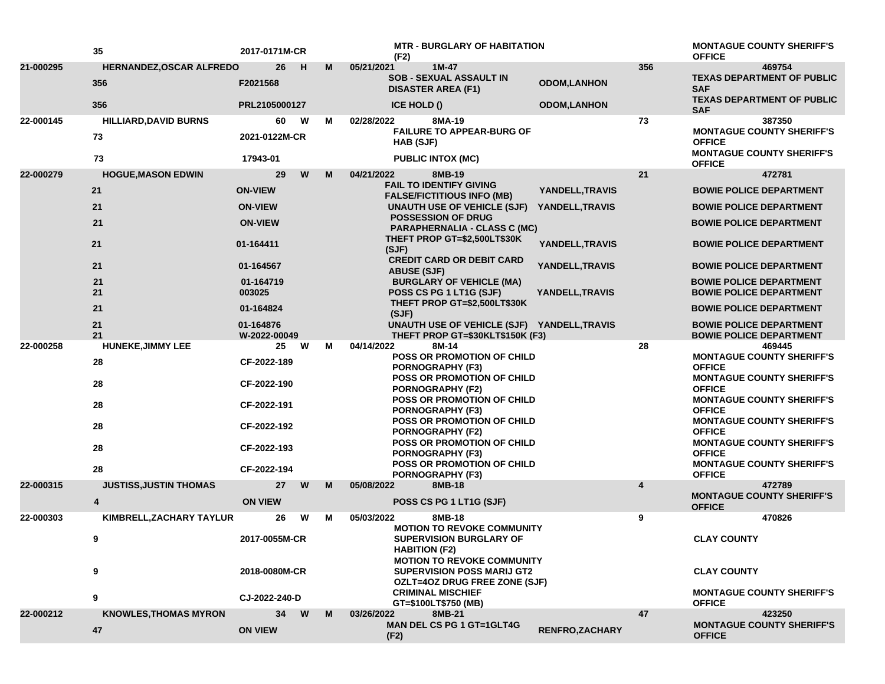| | | | | | | | | | |
|---|---|---|---|---|---|---|---|---|---|
| | 35 | 2017-0171M-CR | | | | MTR - BURGLARY OF HABITATION (F2) | | | MONTAGUE COUNTY SHERIFF'S OFFICE |
| 21-000295 | HERNANDEZ,OSCAR ALFREDO | 26 | H | M | 05/21/2021 | 1M-47 | | 356 | 469754 |
| | 356 | F2021568 | | | | SOB - SEXUAL ASSAULT IN DISASTER AREA (F1) | ODOM,LANHON | | TEXAS DEPARTMENT OF PUBLIC SAF |
| | 356 | PRL2105000127 | | | | ICE HOLD () | ODOM,LANHON | | TEXAS DEPARTMENT OF PUBLIC SAF |
| 22-000145 | HILLIARD,DAVID BURNS | 60 | W | M | 02/28/2022 | 8MA-19 | | 73 | 387350 |
| | 73 | 2021-0122M-CR | | | | FAILURE TO APPEAR-BURG OF HAB (SJF) | | | MONTAGUE COUNTY SHERIFF'S OFFICE |
| | 73 | 17943-01 | | | | PUBLIC INTOX (MC) | | | MONTAGUE COUNTY SHERIFF'S OFFICE |
| 22-000279 | HOGUE,MASON EDWIN | 29 | W | M | 04/21/2022 | 8MB-19 | | 21 | 472781 |
| | 21 | ON-VIEW | | | | FAIL TO IDENTIFY GIVING FALSE/FICTITIOUS INFO (MB) | YANDELL,TRAVIS | | BOWIE POLICE DEPARTMENT |
| | 21 | ON-VIEW | | | | UNAUTH USE OF VEHICLE (SJF) | YANDELL,TRAVIS | | BOWIE POLICE DEPARTMENT |
| | 21 | ON-VIEW | | | | POSSESSION OF DRUG PARAPHERNALIA - CLASS C (MC) | | | BOWIE POLICE DEPARTMENT |
| | 21 | 01-164411 | | | | THEFT PROP GT=$2,500LT$30K (SJF) | YANDELL,TRAVIS | | BOWIE POLICE DEPARTMENT |
| | 21 | 01-164567 | | | | CREDIT CARD OR DEBIT CARD ABUSE (SJF) | YANDELL,TRAVIS | | BOWIE POLICE DEPARTMENT |
| | 21 | 01-164719 | | | | BURGLARY OF VEHICLE (MA) | | | BOWIE POLICE DEPARTMENT |
| | 21 | 003025 | | | | POSS CS PG 1 LT1G (SJF) | YANDELL,TRAVIS | | BOWIE POLICE DEPARTMENT |
| | 21 | 01-164824 | | | | THEFT PROP GT=$2,500LT$30K (SJF) | | | BOWIE POLICE DEPARTMENT |
| | 21 | 01-164876 | | | | UNAUTH USE OF VEHICLE (SJF) | YANDELL,TRAVIS | | BOWIE POLICE DEPARTMENT |
| | 21 | W-2022-00049 | | | | THEFT PROP GT=$30KLT$150K (F3) | | | BOWIE POLICE DEPARTMENT |
| 22-000258 | HUNEKE,JIMMY LEE | 25 | W | M | 04/14/2022 | 8M-14 | | 28 | 469445 |
| | 28 | CF-2022-189 | | | | POSS OR PROMOTION OF CHILD PORNOGRAPHY (F3) | | | MONTAGUE COUNTY SHERIFF'S OFFICE |
| | 28 | CF-2022-190 | | | | POSS OR PROMOTION OF CHILD PORNOGRAPHY (F2) | | | MONTAGUE COUNTY SHERIFF'S OFFICE |
| | 28 | CF-2022-191 | | | | POSS OR PROMOTION OF CHILD PORNOGRAPHY (F3) | | | MONTAGUE COUNTY SHERIFF'S OFFICE |
| | 28 | CF-2022-192 | | | | POSS OR PROMOTION OF CHILD PORNOGRAPHY (F2) | | | MONTAGUE COUNTY SHERIFF'S OFFICE |
| | 28 | CF-2022-193 | | | | POSS OR PROMOTION OF CHILD PORNOGRAPHY (F3) | | | MONTAGUE COUNTY SHERIFF'S OFFICE |
| | 28 | CF-2022-194 | | | | POSS OR PROMOTION OF CHILD PORNOGRAPHY (F3) | | | MONTAGUE COUNTY SHERIFF'S OFFICE |
| 22-000315 | JUSTISS,JUSTIN THOMAS | 27 | W | M | 05/08/2022 | 8MB-18 | | 4 | 472789 |
| | 4 | ON VIEW | | | | POSS CS PG 1 LT1G (SJF) | | | MONTAGUE COUNTY SHERIFF'S OFFICE |
| 22-000303 | KIMBRELL,ZACHARY TAYLUR | 26 | W | M | 05/03/2022 | 8MB-18 | | 9 | 470826 |
| | 9 | 2017-0055M-CR | | | | MOTION TO REVOKE COMMUNITY SUPERVISION BURGLARY OF HABITION (F2) | | | CLAY COUNTY |
| | 9 | 2018-0080M-CR | | | | MOTION TO REVOKE COMMUNITY SUPERVISION POSS MARIJ GT2 OZLT=4OZ DRUG FREE ZONE (SJF) | | | CLAY COUNTY |
| | 9 | CJ-2022-240-D | | | | CRIMINAL MISCHIEF GT=$100LT$750 (MB) | | | MONTAGUE COUNTY SHERIFF'S OFFICE |
| 22-000212 | KNOWLES,THOMAS MYRON | 34 | W | M | 03/26/2022 | 8MB-21 | | 47 | 423250 |
| | 47 | ON VIEW | | | | MAN DEL CS PG 1 GT=1GLT4G (F2) | RENFRO,ZACHARY | | MONTAGUE COUNTY SHERIFF'S OFFICE |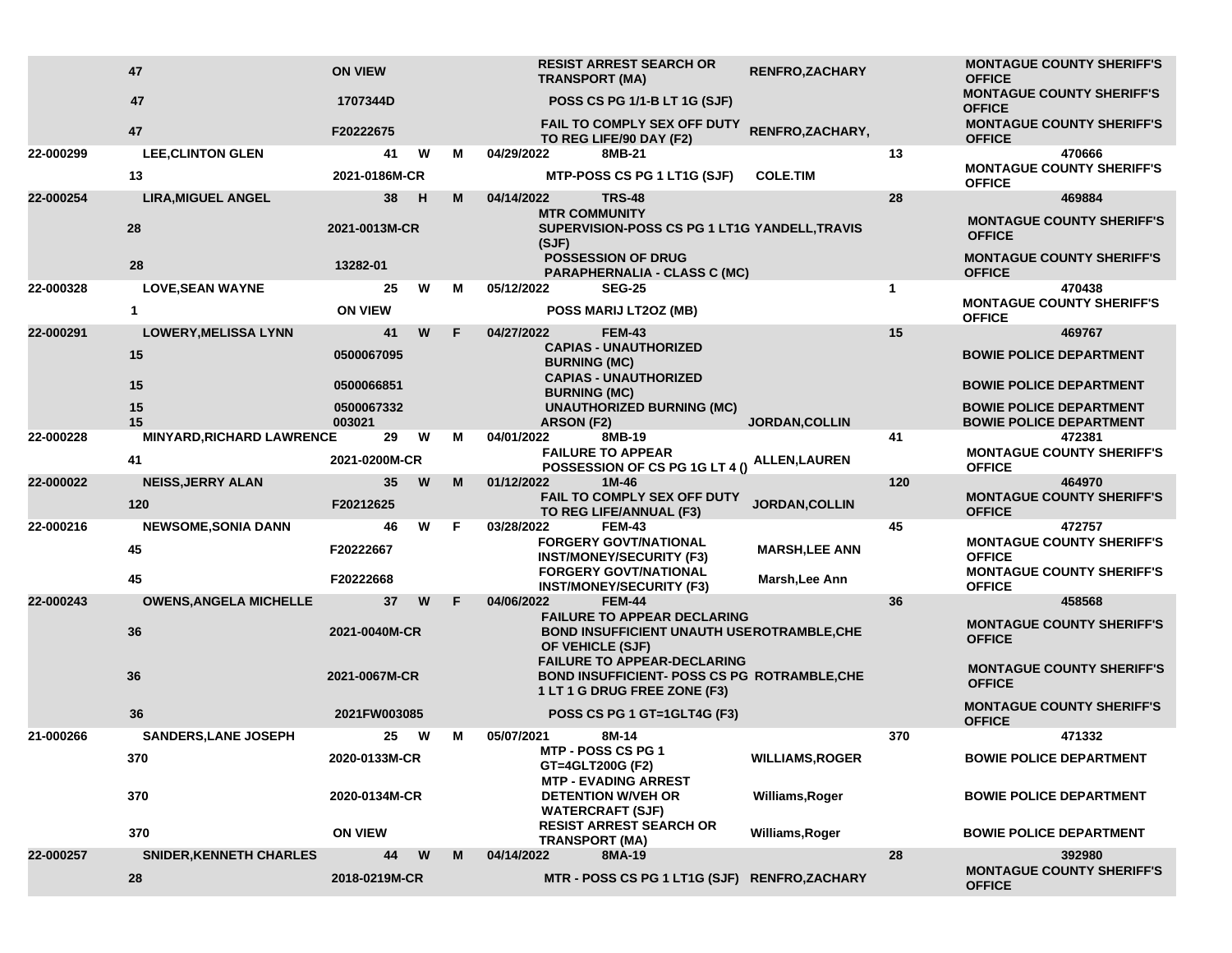| | | | | | | | | | | |
|---|---|---|---|---|---|---|---|---|---|---|
| | 47 | ON VIEW | | | | RESIST ARREST SEARCH OR TRANSPORT (MA) | RENFRO,ZACHARY | | MONTAGUE COUNTY SHERIFF'S OFFICE |
| | 47 | 1707344D | | | | POSS CS PG 1/1-B LT 1G (SJF) | | | MONTAGUE COUNTY SHERIFF'S OFFICE |
| | 47 | F20222675 | | | | FAIL TO COMPLY SEX OFF DUTY TO REG LIFE/90 DAY (F2) | RENFRO,ZACHARY, | | MONTAGUE COUNTY SHERIFF'S OFFICE |
| 22-000299 | LEE,CLINTON GLEN | 41 | W | M | 04/29/2022 | 8MB-21 | | 13 | 470666 |
| | 13 | 2021-0186M-CR | | | | MTP-POSS CS PG 1 LT1G (SJF) | COLE.TIM | | MONTAGUE COUNTY SHERIFF'S OFFICE |
| 22-000254 | LIRA,MIGUEL ANGEL | 38 | H | M | 04/14/2022 | TRS-48 | | 28 | 469884 |
| | 28 | 2021-0013M-CR | | | | MTR COMMUNITY SUPERVISION-POSS CS PG 1 LT1G (SJF) | YANDELL,TRAVIS | | MONTAGUE COUNTY SHERIFF'S OFFICE |
| | 28 | 13282-01 | | | | POSSESSION OF DRUG PARAPHERNALIA - CLASS C (MC) | | | MONTAGUE COUNTY SHERIFF'S OFFICE |
| 22-000328 | LOVE,SEAN WAYNE | 25 | W | M | 05/12/2022 | SEG-25 | | 1 | 470438 |
| | 1 | ON VIEW | | | | POSS MARIJ LT2OZ (MB) | | | MONTAGUE COUNTY SHERIFF'S OFFICE |
| 22-000291 | LOWERY,MELISSA LYNN | 41 | W | F | 04/27/2022 | FEM-43 | | 15 | 469767 |
| | 15 | 0500067095 | | | | CAPIAS - UNAUTHORIZED BURNING (MC) | | | BOWIE POLICE DEPARTMENT |
| | 15 | 0500066851 | | | | CAPIAS - UNAUTHORIZED BURNING (MC) | | | BOWIE POLICE DEPARTMENT |
| | 15 | 0500067332 | | | | UNAUTHORIZED BURNING (MC) | | | BOWIE POLICE DEPARTMENT |
| | 15 | 003021 | | | | ARSON (F2) | JORDAN,COLLIN | | BOWIE POLICE DEPARTMENT |
| 22-000228 | MINYARD,RICHARD LAWRENCE | 29 | W | M | 04/01/2022 | 8MB-19 | | 41 | 472381 |
| | 41 | 2021-0200M-CR | | | | FAILURE TO APPEAR POSSESSION OF CS PG 1G LT 4 () | ALLEN,LAUREN | | MONTAGUE COUNTY SHERIFF'S OFFICE |
| 22-000022 | NEISS,JERRY ALAN | 35 | W | M | 01/12/2022 | 1M-46 | | 120 | 464970 |
| | 120 | F20212625 | | | | FAIL TO COMPLY SEX OFF DUTY TO REG LIFE/ANNUAL (F3) | JORDAN,COLLIN | | MONTAGUE COUNTY SHERIFF'S OFFICE |
| 22-000216 | NEWSOME,SONIA DANN | 46 | W | F | 03/28/2022 | FEM-43 | | 45 | 472757 |
| | 45 | F20222667 | | | | FORGERY GOVT/NATIONAL INST/MONEY/SECURITY (F3) | MARSH,LEE ANN | | MONTAGUE COUNTY SHERIFF'S OFFICE |
| | 45 | F20222668 | | | | FORGERY GOVT/NATIONAL INST/MONEY/SECURITY (F3) | Marsh,Lee Ann | | MONTAGUE COUNTY SHERIFF'S OFFICE |
| 22-000243 | OWENS,ANGELA MICHELLE | 37 | W | F | 04/06/2022 | FEM-44 | | 36 | 458568 |
| | 36 | 2021-0040M-CR | | | | FAILURE TO APPEAR DECLARING BOND INSUFFICIENT UNAUTH USE OF VEHICLE (SJF) | ROTRAMBLE,CHE | | MONTAGUE COUNTY SHERIFF'S OFFICE |
| | 36 | 2021-0067M-CR | | | | FAILURE TO APPEAR-DECLARING BOND INSUFFICIENT- POSS CS PG 1 LT 1 G DRUG FREE ZONE (F3) | ROTRAMBLE,CHE | | MONTAGUE COUNTY SHERIFF'S OFFICE |
| | 36 | 2021FW003085 | | | | POSS CS PG 1 GT=1GLT4G (F3) | | | MONTAGUE COUNTY SHERIFF'S OFFICE |
| 21-000266 | SANDERS,LANE JOSEPH | 25 | W | M | 05/07/2021 | 8M-14 | | 370 | 471332 |
| | 370 | 2020-0133M-CR | | | | MTP - POSS CS PG 1 GT=4GLT200G (F2) | WILLIAMS,ROGER | | BOWIE POLICE DEPARTMENT |
| | 370 | 2020-0134M-CR | | | | MTP - EVADING ARREST DETENTION W/VEH OR WATERCRAFT (SJF) | Williams,Roger | | BOWIE POLICE DEPARTMENT |
| | 370 | ON VIEW | | | | RESIST ARREST SEARCH OR TRANSPORT (MA) | Williams,Roger | | BOWIE POLICE DEPARTMENT |
| 22-000257 | SNIDER,KENNETH CHARLES | 44 | W | M | 04/14/2022 | 8MA-19 | | 28 | 392980 |
| | 28 | 2018-0219M-CR | | | | MTR - POSS CS PG 1 LT1G (SJF) | RENFRO,ZACHARY | | MONTAGUE COUNTY SHERIFF'S OFFICE |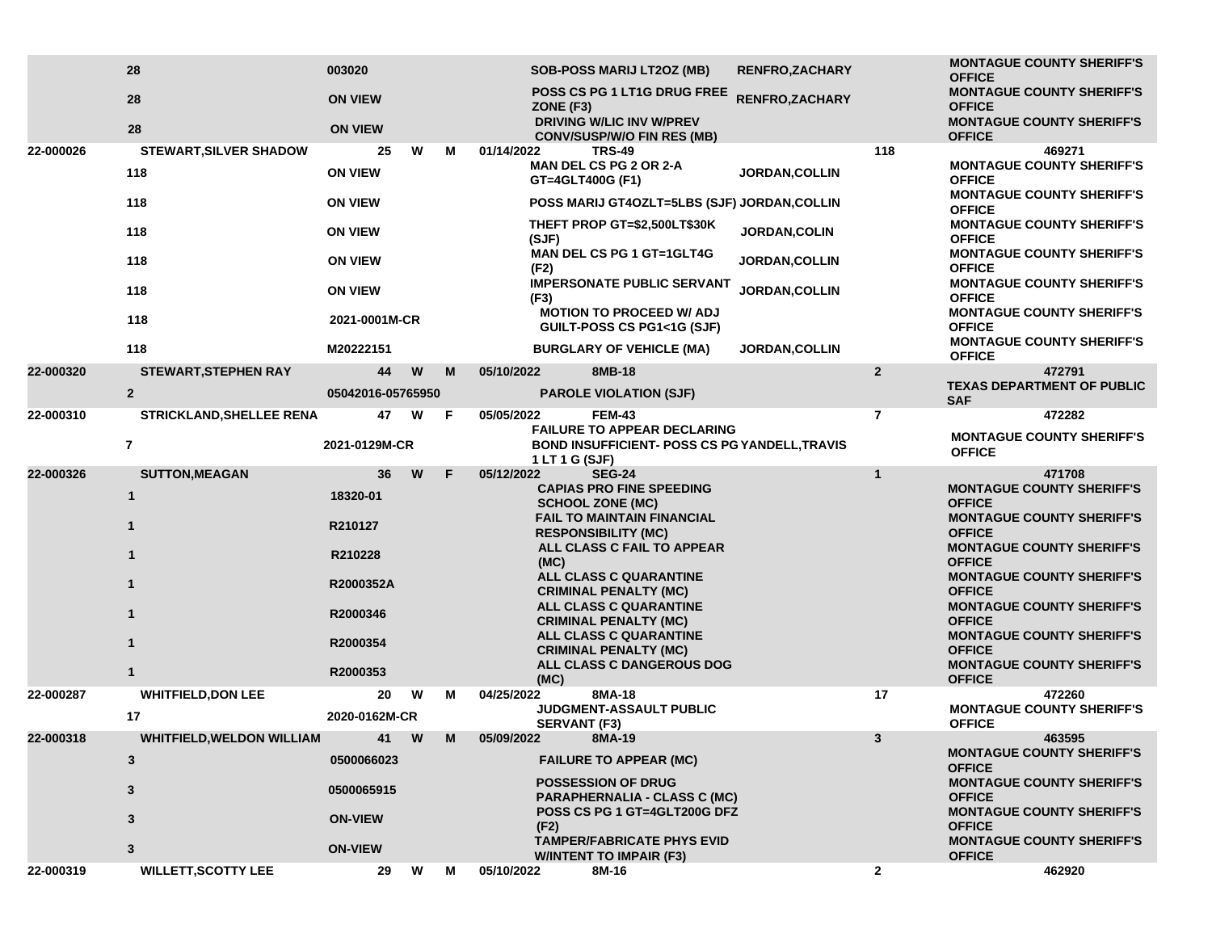| | | | | | | | | | |
|---|---|---|---|---|---|---|---|---|---|
| | 28 | 003020 | | | | SOB-POSS MARIJ LT2OZ (MB) | RENFRO,ZACHARY | | MONTAGUE COUNTY SHERIFF'S OFFICE |
| | 28 | ON VIEW | | | | POSS CS PG 1 LT1G DRUG FREE ZONE (F3) | RENFRO,ZACHARY | | MONTAGUE COUNTY SHERIFF'S OFFICE |
| | 28 | ON VIEW | | | | DRIVING W/LIC INV W/PREV CONV/SUSP/W/O FIN RES (MB) | | | MONTAGUE COUNTY SHERIFF'S OFFICE |
| 22-000026 | STEWART,SILVER SHADOW | 25 | W | M | 01/14/2022 | TRS-49 | | 118 | 469271 |
| | 118 | ON VIEW | | | | MAN DEL CS PG 2 OR 2-A GT=4GLT400G (F1) | JORDAN,COLLIN | | MONTAGUE COUNTY SHERIFF'S OFFICE |
| | 118 | ON VIEW | | | | POSS MARIJ GT4OZLT=5LBS (SJF) | JORDAN,COLLIN | | MONTAGUE COUNTY SHERIFF'S OFFICE |
| | 118 | ON VIEW | | | | THEFT PROP GT=$2,500LT$30K (SJF) | JORDAN,COLIN | | MONTAGUE COUNTY SHERIFF'S OFFICE |
| | 118 | ON VIEW | | | | MAN DEL CS PG 1 GT=1GLT4G (F2) | JORDAN,COLLIN | | MONTAGUE COUNTY SHERIFF'S OFFICE |
| | 118 | ON VIEW | | | | IMPERSONATE PUBLIC SERVANT (F3) | JORDAN,COLLIN | | MONTAGUE COUNTY SHERIFF'S OFFICE |
| | 118 | 2021-0001M-CR | | | | MOTION TO PROCEED W/ ADJ GUILT-POSS CS PG1<1G (SJF) | | | MONTAGUE COUNTY SHERIFF'S OFFICE |
| | 118 | M20222151 | | | | BURGLARY OF VEHICLE (MA) | JORDAN,COLLIN | | MONTAGUE COUNTY SHERIFF'S OFFICE |
| 22-000320 | STEWART,STEPHEN RAY | 44 | W | M | 05/10/2022 | 8MB-18 | | 2 | 472791 |
| | 2 | 05042016-05765950 | | | | PAROLE VIOLATION (SJF) | | | TEXAS DEPARTMENT OF PUBLIC SAF |
| 22-000310 | STRICKLAND,SHELLEE RENA | 47 | W | F | 05/05/2022 | FEM-43 | | 7 | 472282 |
| | 7 | 2021-0129M-CR | | | | FAILURE TO APPEAR DECLARING BOND INSUFFICIENT- POSS CS PG 1 LT 1 G (SJF) | YANDELL,TRAVIS | | MONTAGUE COUNTY SHERIFF'S OFFICE |
| 22-000326 | SUTTON,MEAGAN | 36 | W | F | 05/12/2022 | SEG-24 | | 1 | 471708 |
| | 1 | 18320-01 | | | | CAPIAS PRO FINE SPEEDING SCHOOL ZONE (MC) | | | MONTAGUE COUNTY SHERIFF'S OFFICE |
| | 1 | R210127 | | | | FAIL TO MAINTAIN FINANCIAL RESPONSIBILITY (MC) | | | MONTAGUE COUNTY SHERIFF'S OFFICE |
| | 1 | R210228 | | | | ALL CLASS C FAIL TO APPEAR (MC) | | | MONTAGUE COUNTY SHERIFF'S OFFICE |
| | 1 | R2000352A | | | | ALL CLASS C QUARANTINE CRIMINAL PENALTY (MC) | | | MONTAGUE COUNTY SHERIFF'S OFFICE |
| | 1 | R2000346 | | | | ALL CLASS C QUARANTINE CRIMINAL PENALTY (MC) | | | MONTAGUE COUNTY SHERIFF'S OFFICE |
| | 1 | R2000354 | | | | ALL CLASS C QUARANTINE CRIMINAL PENALTY (MC) | | | MONTAGUE COUNTY SHERIFF'S OFFICE |
| | 1 | R2000353 | | | | ALL CLASS C DANGEROUS DOG (MC) | | | MONTAGUE COUNTY SHERIFF'S OFFICE |
| 22-000287 | WHITFIELD,DON LEE | 20 | W | M | 04/25/2022 | 8MA-18 | | 17 | 472260 |
| | 17 | 2020-0162M-CR | | | | JUDGMENT-ASSAULT PUBLIC SERVANT (F3) | | | MONTAGUE COUNTY SHERIFF'S OFFICE |
| 22-000318 | WHITFIELD,WELDON WILLIAM | 41 | W | M | 05/09/2022 | 8MA-19 | | 3 | 463595 |
| | 3 | 0500066023 | | | | FAILURE TO APPEAR (MC) | | | MONTAGUE COUNTY SHERIFF'S OFFICE |
| | 3 | 0500065915 | | | | POSSESSION OF DRUG PARAPHERNALIA - CLASS C (MC) | | | MONTAGUE COUNTY SHERIFF'S OFFICE |
| | 3 | ON-VIEW | | | | POSS CS PG 1 GT=4GLT200G DFZ (F2) | | | MONTAGUE COUNTY SHERIFF'S OFFICE |
| | 3 | ON-VIEW | | | | TAMPER/FABRICATE PHYS EVID W/INTENT TO IMPAIR (F3) | | | MONTAGUE COUNTY SHERIFF'S OFFICE |
| 22-000319 | WILLETT,SCOTTY LEE | 29 | W | M | 05/10/2022 | 8M-16 | | 2 | 462920 |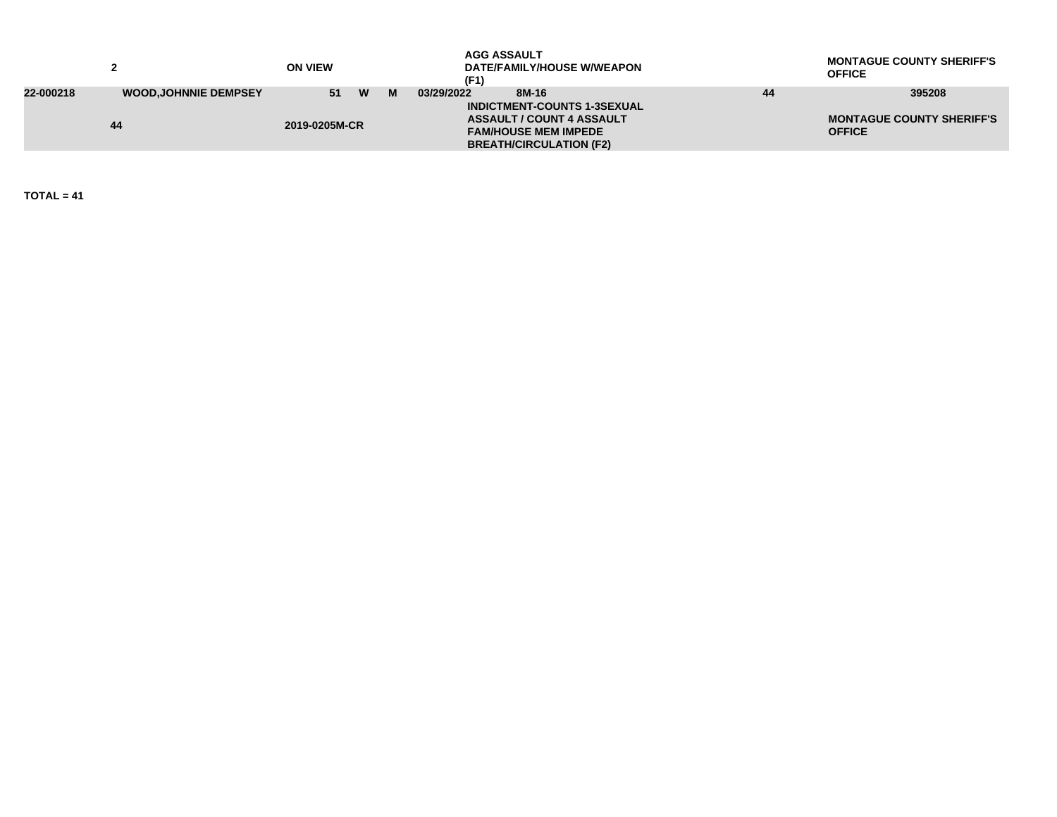| | | | | | | | | | | |
|---|---|---|---|---|---|---|---|---|---|---|
| | 2 | ON VIEW | | | | | AGG ASSAULT DATE/FAMILY/HOUSE W/WEAPON (F1) | | | MONTAGUE COUNTY SHERIFF'S OFFICE |
| 22-000218 | WOOD,JOHNNIE DEMPSEY | 51 | W | M | 03/29/2022 | 8M-16 | | 44 | | 395208 |
| | 44 | 2019-0205M-CR | | | | | INDICTMENT-COUNTS 1-3SEXUAL ASSAULT / COUNT 4 ASSAULT FAM/HOUSE MEM IMPEDE BREATH/CIRCULATION (F2) | | | MONTAGUE COUNTY SHERIFF'S OFFICE |

**TOTAL = 41**